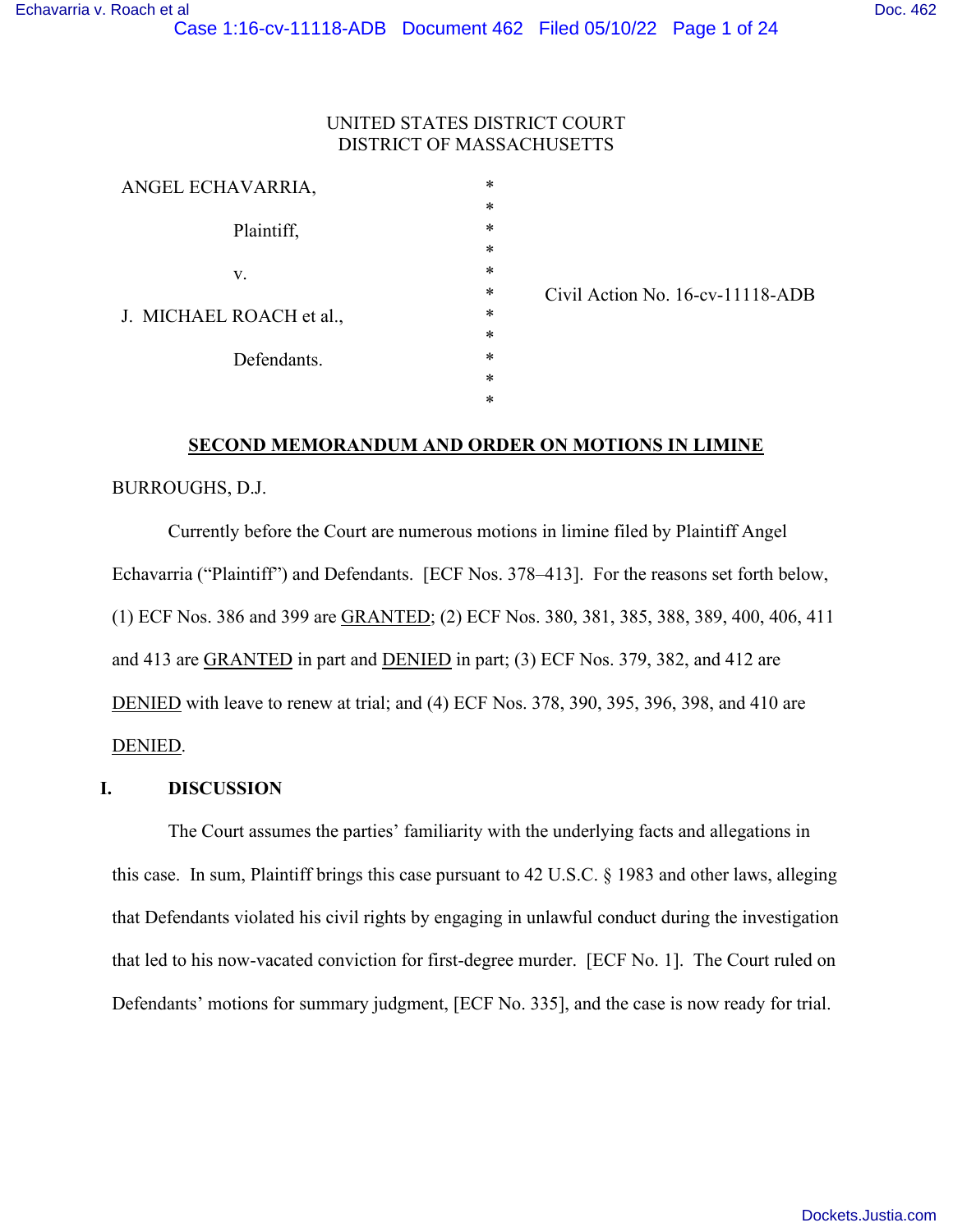UNITED STATES DISTRICT COURT
DISTRICT OF MASSACHUSETTS

| | | |
|---|---|---|
| ANGEL ECHAVARRIA, | * | |
| | * | |
| Plaintiff, | * | |
| | * | |
| v. | * | |
| | * | Civil Action No. 16-cv-11118-ADB |
| J. MICHAEL ROACH et al., | * | |
| | * | |
| Defendants. | * | |
| | * | |
| | * | |

**SECOND MEMORANDUM AND ORDER ON MOTIONS IN LIMINE**

BURROUGHS, D.J.

Currently before the Court are numerous motions in limine filed by Plaintiff Angel Echavarria ("Plaintiff") and Defendants. [ECF Nos. 378–413]. For the reasons set forth below, (1) ECF Nos. 386 and 399 are GRANTED; (2) ECF Nos. 380, 381, 385, 388, 389, 400, 406, 411 and 413 are GRANTED in part and DENIED in part; (3) ECF Nos. 379, 382, and 412 are DENIED with leave to renew at trial; and (4) ECF Nos. 378, 390, 395, 396, 398, and 410 are DENIED.

## I. DISCUSSION

The Court assumes the parties' familiarity with the underlying facts and allegations in this case. In sum, Plaintiff brings this case pursuant to 42 U.S.C. § 1983 and other laws, alleging that Defendants violated his civil rights by engaging in unlawful conduct during the investigation that led to his now-vacated conviction for first-degree murder. [ECF No. 1]. The Court ruled on Defendants' motions for summary judgment, [ECF No. 335], and the case is now ready for trial.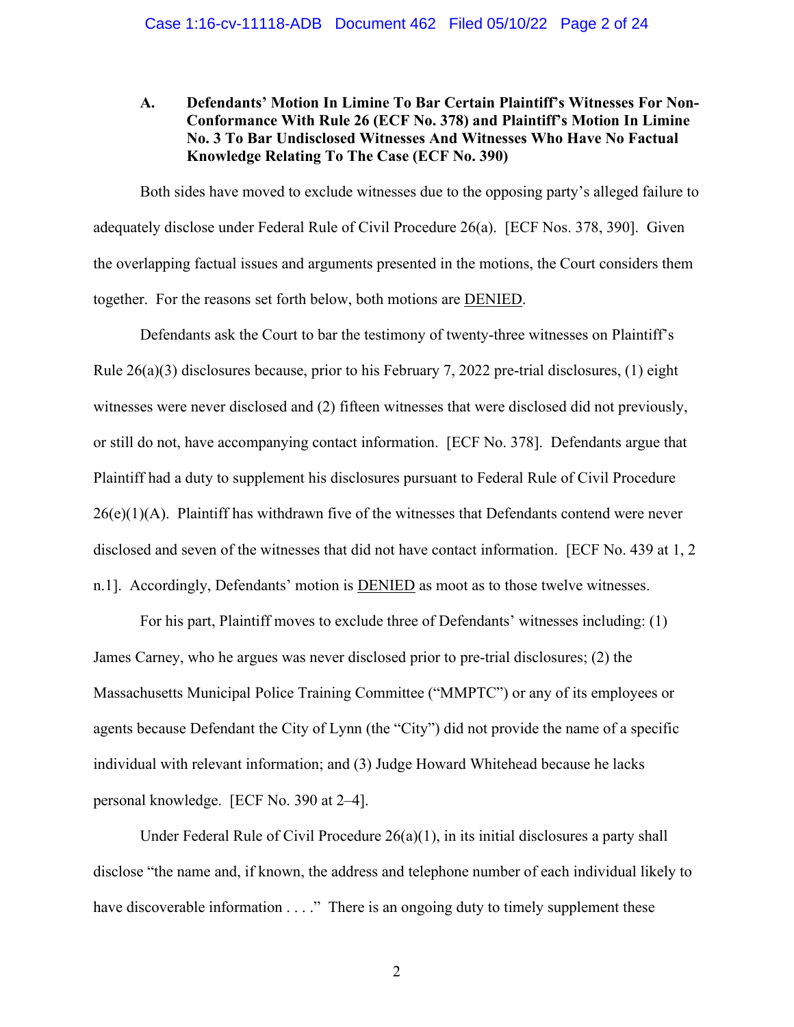### A. Defendants' Motion In Limine To Bar Certain Plaintiff's Witnesses For Non-Conformance With Rule 26 (ECF No. 378) and Plaintiff's Motion In Limine No. 3 To Bar Undisclosed Witnesses And Witnesses Who Have No Factual Knowledge Relating To The Case (ECF No. 390)

Both sides have moved to exclude witnesses due to the opposing party's alleged failure to adequately disclose under Federal Rule of Civil Procedure 26(a). [ECF Nos. 378, 390]. Given the overlapping factual issues and arguments presented in the motions, the Court considers them together. For the reasons set forth below, both motions are DENIED.

Defendants ask the Court to bar the testimony of twenty-three witnesses on Plaintiff's Rule 26(a)(3) disclosures because, prior to his February 7, 2022 pre-trial disclosures, (1) eight witnesses were never disclosed and (2) fifteen witnesses that were disclosed did not previously, or still do not, have accompanying contact information. [ECF No. 378]. Defendants argue that Plaintiff had a duty to supplement his disclosures pursuant to Federal Rule of Civil Procedure 26(e)(1)(A). Plaintiff has withdrawn five of the witnesses that Defendants contend were never disclosed and seven of the witnesses that did not have contact information. [ECF No. 439 at 1, 2 n.1]. Accordingly, Defendants' motion is DENIED as moot as to those twelve witnesses.

For his part, Plaintiff moves to exclude three of Defendants' witnesses including: (1) James Carney, who he argues was never disclosed prior to pre-trial disclosures; (2) the Massachusetts Municipal Police Training Committee ("MMPTC") or any of its employees or agents because Defendant the City of Lynn (the "City") did not provide the name of a specific individual with relevant information; and (3) Judge Howard Whitehead because he lacks personal knowledge. [ECF No. 390 at 2–4].

Under Federal Rule of Civil Procedure 26(a)(1), in its initial disclosures a party shall disclose "the name and, if known, the address and telephone number of each individual likely to have discoverable information . . . ." There is an ongoing duty to timely supplement these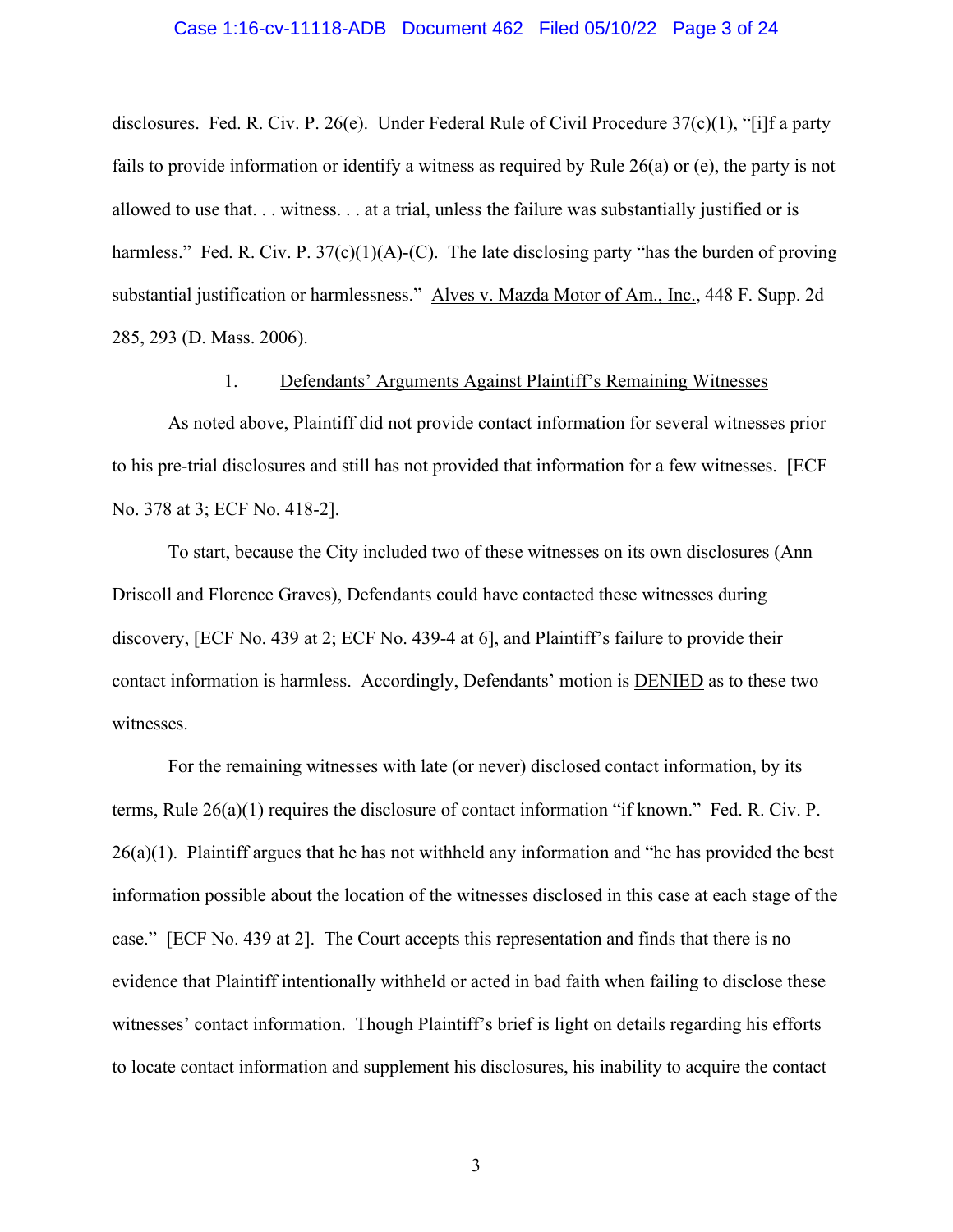disclosures. Fed. R. Civ. P. 26(e). Under Federal Rule of Civil Procedure 37(c)(1), "[i]f a party fails to provide information or identify a witness as required by Rule 26(a) or (e), the party is not allowed to use that. . . witness. . . at a trial, unless the failure was substantially justified or is harmless." Fed. R. Civ. P. 37(c)(1)(A)-(C). The late disclosing party "has the burden of proving substantial justification or harmlessness." Alves v. Mazda Motor of Am., Inc., 448 F. Supp. 2d 285, 293 (D. Mass. 2006).

### 1. Defendants' Arguments Against Plaintiff's Remaining Witnesses

As noted above, Plaintiff did not provide contact information for several witnesses prior to his pre-trial disclosures and still has not provided that information for a few witnesses. [ECF No. 378 at 3; ECF No. 418-2].

To start, because the City included two of these witnesses on its own disclosures (Ann Driscoll and Florence Graves), Defendants could have contacted these witnesses during discovery, [ECF No. 439 at 2; ECF No. 439-4 at 6], and Plaintiff's failure to provide their contact information is harmless. Accordingly, Defendants' motion is DENIED as to these two witnesses.

For the remaining witnesses with late (or never) disclosed contact information, by its terms, Rule 26(a)(1) requires the disclosure of contact information "if known." Fed. R. Civ. P. 26(a)(1). Plaintiff argues that he has not withheld any information and "he has provided the best information possible about the location of the witnesses disclosed in this case at each stage of the case." [ECF No. 439 at 2]. The Court accepts this representation and finds that there is no evidence that Plaintiff intentionally withheld or acted in bad faith when failing to disclose these witnesses' contact information. Though Plaintiff's brief is light on details regarding his efforts to locate contact information and supplement his disclosures, his inability to acquire the contact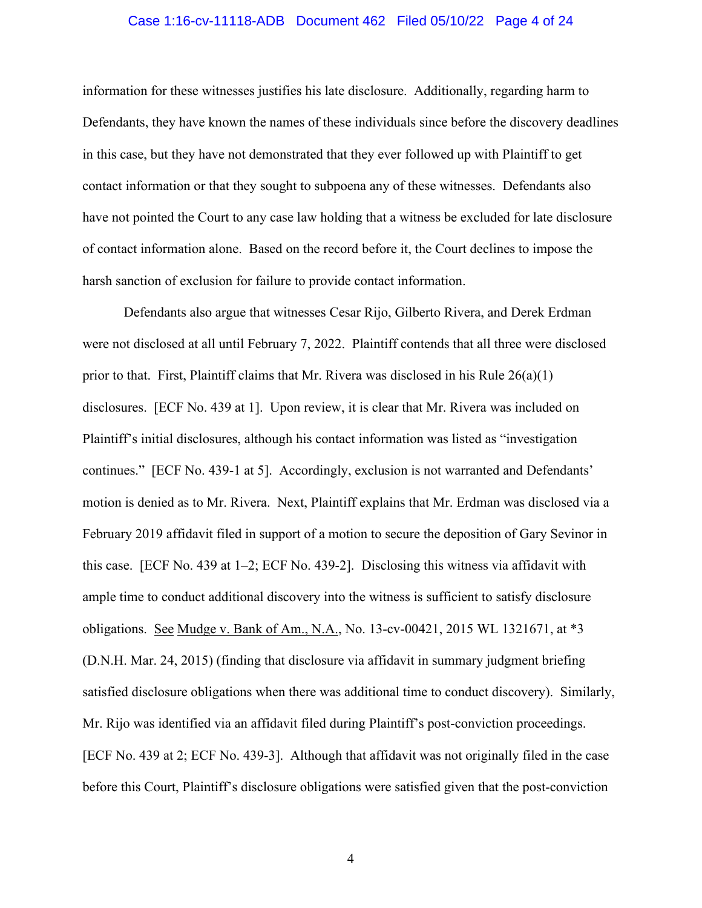information for these witnesses justifies his late disclosure. Additionally, regarding harm to Defendants, they have known the names of these individuals since before the discovery deadlines in this case, but they have not demonstrated that they ever followed up with Plaintiff to get contact information or that they sought to subpoena any of these witnesses. Defendants also have not pointed the Court to any case law holding that a witness be excluded for late disclosure of contact information alone. Based on the record before it, the Court declines to impose the harsh sanction of exclusion for failure to provide contact information.

Defendants also argue that witnesses Cesar Rijo, Gilberto Rivera, and Derek Erdman were not disclosed at all until February 7, 2022. Plaintiff contends that all three were disclosed prior to that. First, Plaintiff claims that Mr. Rivera was disclosed in his Rule 26(a)(1) disclosures. [ECF No. 439 at 1]. Upon review, it is clear that Mr. Rivera was included on Plaintiff's initial disclosures, although his contact information was listed as "investigation continues." [ECF No. 439-1 at 5]. Accordingly, exclusion is not warranted and Defendants' motion is denied as to Mr. Rivera. Next, Plaintiff explains that Mr. Erdman was disclosed via a February 2019 affidavit filed in support of a motion to secure the deposition of Gary Sevinor in this case. [ECF No. 439 at 1–2; ECF No. 439-2]. Disclosing this witness via affidavit with ample time to conduct additional discovery into the witness is sufficient to satisfy disclosure obligations. See Mudge v. Bank of Am., N.A., No. 13-cv-00421, 2015 WL 1321671, at *3 (D.N.H. Mar. 24, 2015) (finding that disclosure via affidavit in summary judgment briefing satisfied disclosure obligations when there was additional time to conduct discovery). Similarly, Mr. Rijo was identified via an affidavit filed during Plaintiff's post-conviction proceedings. [ECF No. 439 at 2; ECF No. 439-3]. Although that affidavit was not originally filed in the case before this Court, Plaintiff's disclosure obligations were satisfied given that the post-conviction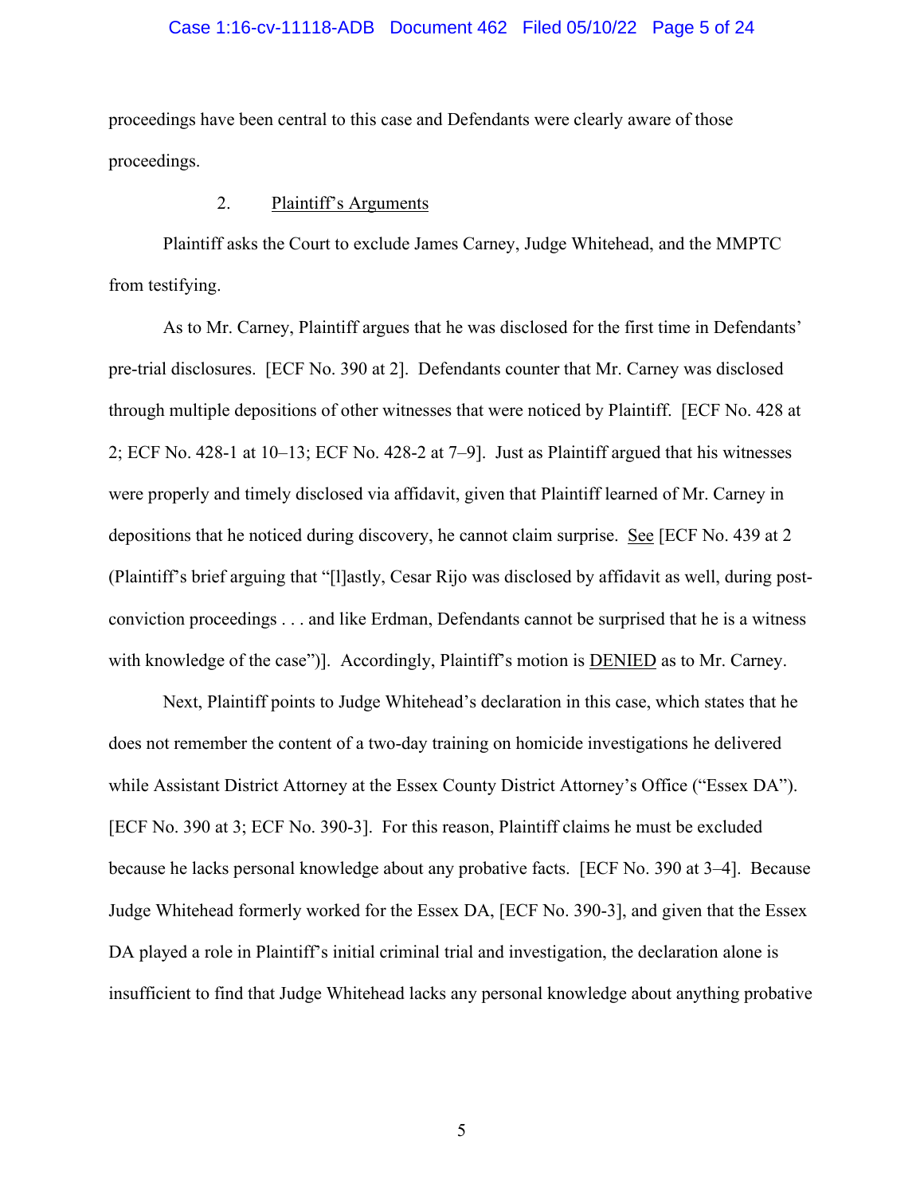proceedings have been central to this case and Defendants were clearly aware of those proceedings.

2. Plaintiff's Arguments

Plaintiff asks the Court to exclude James Carney, Judge Whitehead, and the MMPTC from testifying.

As to Mr. Carney, Plaintiff argues that he was disclosed for the first time in Defendants' pre-trial disclosures. [ECF No. 390 at 2]. Defendants counter that Mr. Carney was disclosed through multiple depositions of other witnesses that were noticed by Plaintiff. [ECF No. 428 at 2; ECF No. 428-1 at 10–13; ECF No. 428-2 at 7–9]. Just as Plaintiff argued that his witnesses were properly and timely disclosed via affidavit, given that Plaintiff learned of Mr. Carney in depositions that he noticed during discovery, he cannot claim surprise. See [ECF No. 439 at 2 (Plaintiff's brief arguing that "[l]astly, Cesar Rijo was disclosed by affidavit as well, during post-conviction proceedings . . . and like Erdman, Defendants cannot be surprised that he is a witness with knowledge of the case")]. Accordingly, Plaintiff's motion is DENIED as to Mr. Carney.

Next, Plaintiff points to Judge Whitehead's declaration in this case, which states that he does not remember the content of a two-day training on homicide investigations he delivered while Assistant District Attorney at the Essex County District Attorney's Office ("Essex DA"). [ECF No. 390 at 3; ECF No. 390-3]. For this reason, Plaintiff claims he must be excluded because he lacks personal knowledge about any probative facts. [ECF No. 390 at 3–4]. Because Judge Whitehead formerly worked for the Essex DA, [ECF No. 390-3], and given that the Essex DA played a role in Plaintiff's initial criminal trial and investigation, the declaration alone is insufficient to find that Judge Whitehead lacks any personal knowledge about anything probative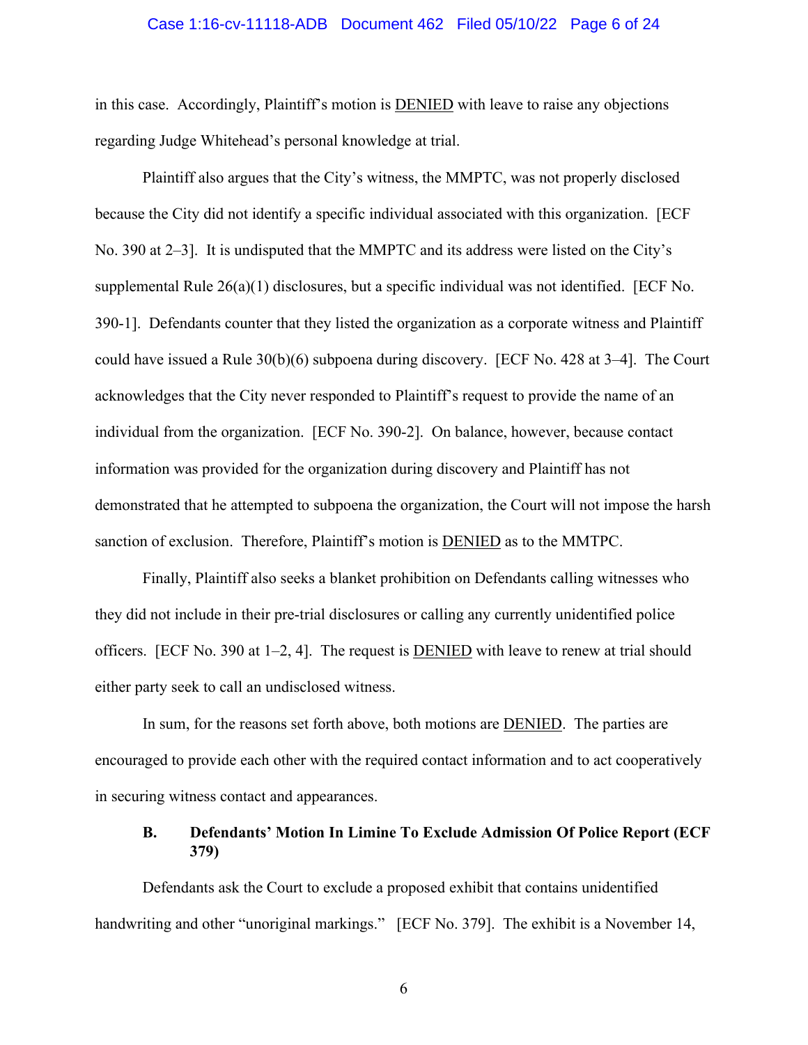in this case. Accordingly, Plaintiff's motion is <u>DENIED</u> with leave to raise any objections regarding Judge Whitehead's personal knowledge at trial.

Plaintiff also argues that the City's witness, the MMPTC, was not properly disclosed because the City did not identify a specific individual associated with this organization. [ECF No. 390 at 2–3]. It is undisputed that the MMPTC and its address were listed on the City's supplemental Rule 26(a)(1) disclosures, but a specific individual was not identified. [ECF No. 390-1]. Defendants counter that they listed the organization as a corporate witness and Plaintiff could have issued a Rule 30(b)(6) subpoena during discovery. [ECF No. 428 at 3–4]. The Court acknowledges that the City never responded to Plaintiff's request to provide the name of an individual from the organization. [ECF No. 390-2]. On balance, however, because contact information was provided for the organization during discovery and Plaintiff has not demonstrated that he attempted to subpoena the organization, the Court will not impose the harsh sanction of exclusion. Therefore, Plaintiff's motion is <u>DENIED</u> as to the MMTPC.

Finally, Plaintiff also seeks a blanket prohibition on Defendants calling witnesses who they did not include in their pre-trial disclosures or calling any currently unidentified police officers. [ECF No. 390 at 1–2, 4]. The request is <u>DENIED</u> with leave to renew at trial should either party seek to call an undisclosed witness.

In sum, for the reasons set forth above, both motions are <u>DENIED</u>. The parties are encouraged to provide each other with the required contact information and to act cooperatively in securing witness contact and appearances.

### B. Defendants' Motion In Limine To Exclude Admission Of Police Report (ECF 379)

Defendants ask the Court to exclude a proposed exhibit that contains unidentified handwriting and other "unoriginal markings." [ECF No. 379]. The exhibit is a November 14,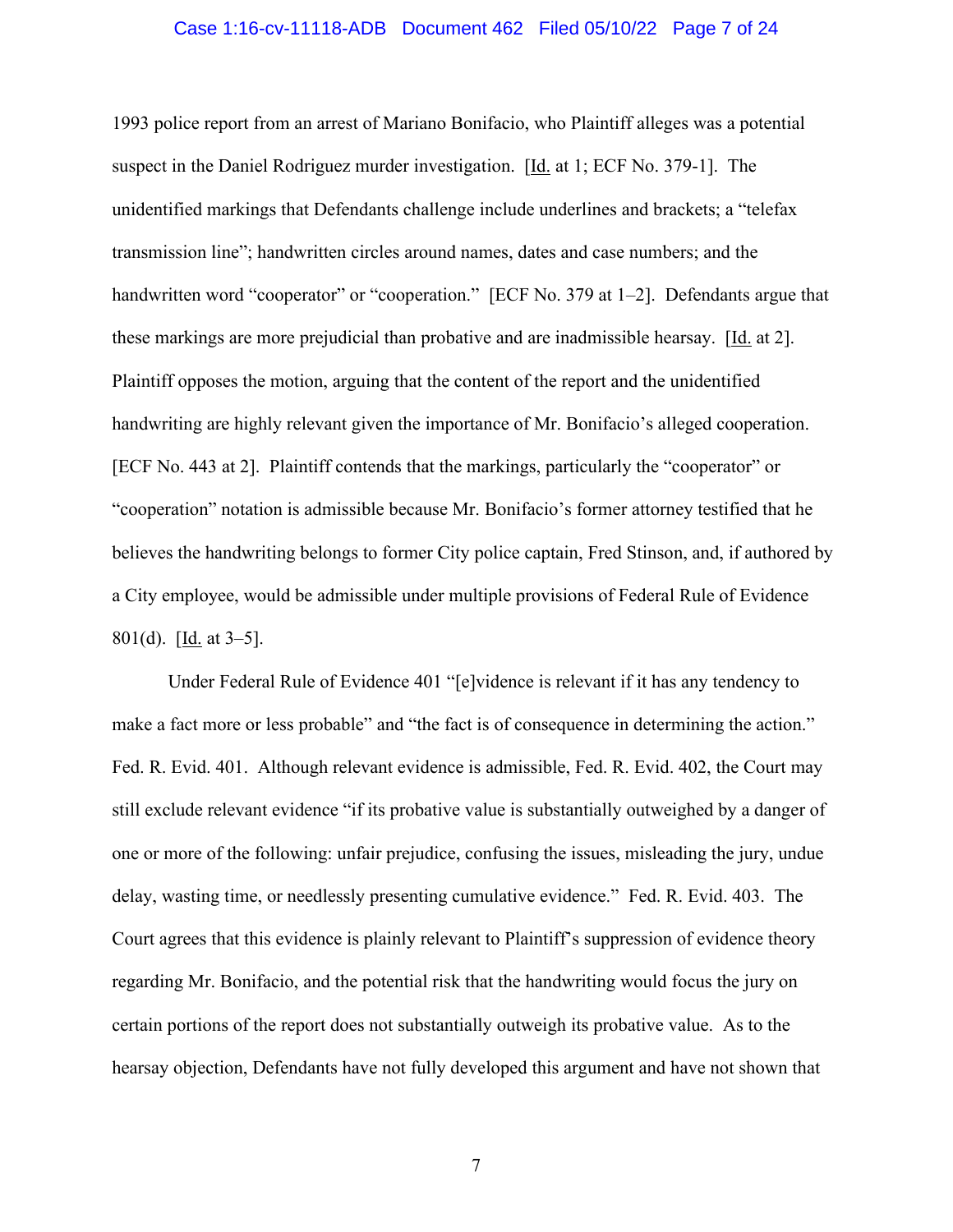1993 police report from an arrest of Mariano Bonifacio, who Plaintiff alleges was a potential suspect in the Daniel Rodriguez murder investigation. [Id. at 1; ECF No. 379-1]. The unidentified markings that Defendants challenge include underlines and brackets; a "telefax transmission line"; handwritten circles around names, dates and case numbers; and the handwritten word "cooperator" or "cooperation." [ECF No. 379 at 1–2]. Defendants argue that these markings are more prejudicial than probative and are inadmissible hearsay. [Id. at 2]. Plaintiff opposes the motion, arguing that the content of the report and the unidentified handwriting are highly relevant given the importance of Mr. Bonifacio's alleged cooperation. [ECF No. 443 at 2]. Plaintiff contends that the markings, particularly the "cooperator" or "cooperation" notation is admissible because Mr. Bonifacio's former attorney testified that he believes the handwriting belongs to former City police captain, Fred Stinson, and, if authored by a City employee, would be admissible under multiple provisions of Federal Rule of Evidence 801(d). [Id. at 3–5].

Under Federal Rule of Evidence 401 "[e]vidence is relevant if it has any tendency to make a fact more or less probable" and "the fact is of consequence in determining the action." Fed. R. Evid. 401. Although relevant evidence is admissible, Fed. R. Evid. 402, the Court may still exclude relevant evidence "if its probative value is substantially outweighed by a danger of one or more of the following: unfair prejudice, confusing the issues, misleading the jury, undue delay, wasting time, or needlessly presenting cumulative evidence." Fed. R. Evid. 403. The Court agrees that this evidence is plainly relevant to Plaintiff's suppression of evidence theory regarding Mr. Bonifacio, and the potential risk that the handwriting would focus the jury on certain portions of the report does not substantially outweigh its probative value. As to the hearsay objection, Defendants have not fully developed this argument and have not shown that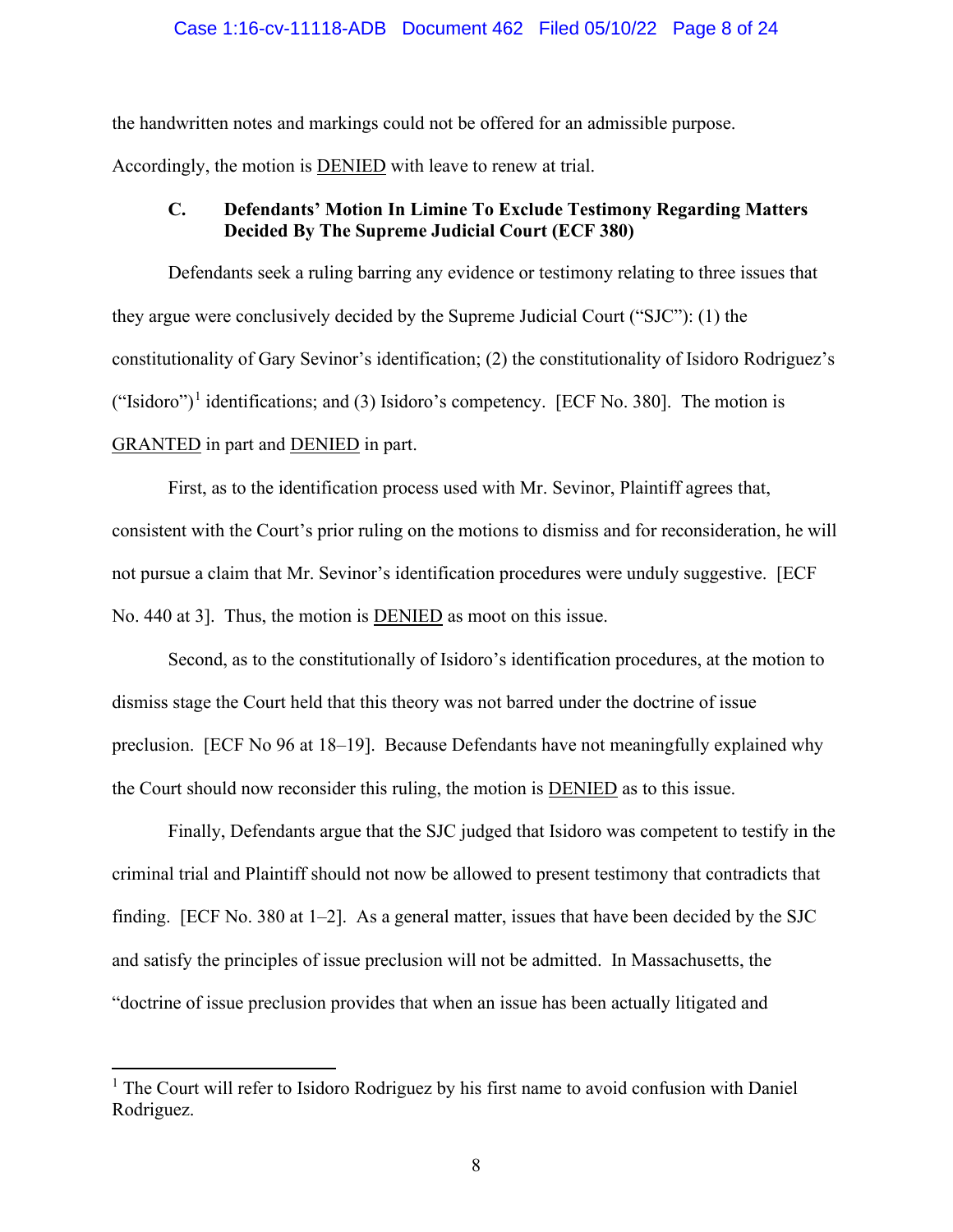the handwritten notes and markings could not be offered for an admissible purpose. Accordingly, the motion is DENIED with leave to renew at trial.

### C. Defendants' Motion In Limine To Exclude Testimony Regarding Matters Decided By The Supreme Judicial Court (ECF 380)

Defendants seek a ruling barring any evidence or testimony relating to three issues that they argue were conclusively decided by the Supreme Judicial Court ("SJC"): (1) the constitutionality of Gary Sevinor's identification; (2) the constitutionality of Isidoro Rodriguez's ("Isidoro")[1] identifications; and (3) Isidoro's competency. [ECF No. 380]. The motion is GRANTED in part and DENIED in part.

First, as to the identification process used with Mr. Sevinor, Plaintiff agrees that, consistent with the Court's prior ruling on the motions to dismiss and for reconsideration, he will not pursue a claim that Mr. Sevinor's identification procedures were unduly suggestive. [ECF No. 440 at 3]. Thus, the motion is DENIED as moot on this issue.

Second, as to the constitutionally of Isidoro's identification procedures, at the motion to dismiss stage the Court held that this theory was not barred under the doctrine of issue preclusion. [ECF No 96 at 18–19]. Because Defendants have not meaningfully explained why the Court should now reconsider this ruling, the motion is DENIED as to this issue.

Finally, Defendants argue that the SJC judged that Isidoro was competent to testify in the criminal trial and Plaintiff should not now be allowed to present testimony that contradicts that finding. [ECF No. 380 at 1–2]. As a general matter, issues that have been decided by the SJC and satisfy the principles of issue preclusion will not be admitted. In Massachusetts, the "doctrine of issue preclusion provides that when an issue has been actually litigated and

[1] The Court will refer to Isidoro Rodriguez by his first name to avoid confusion with Daniel Rodriguez.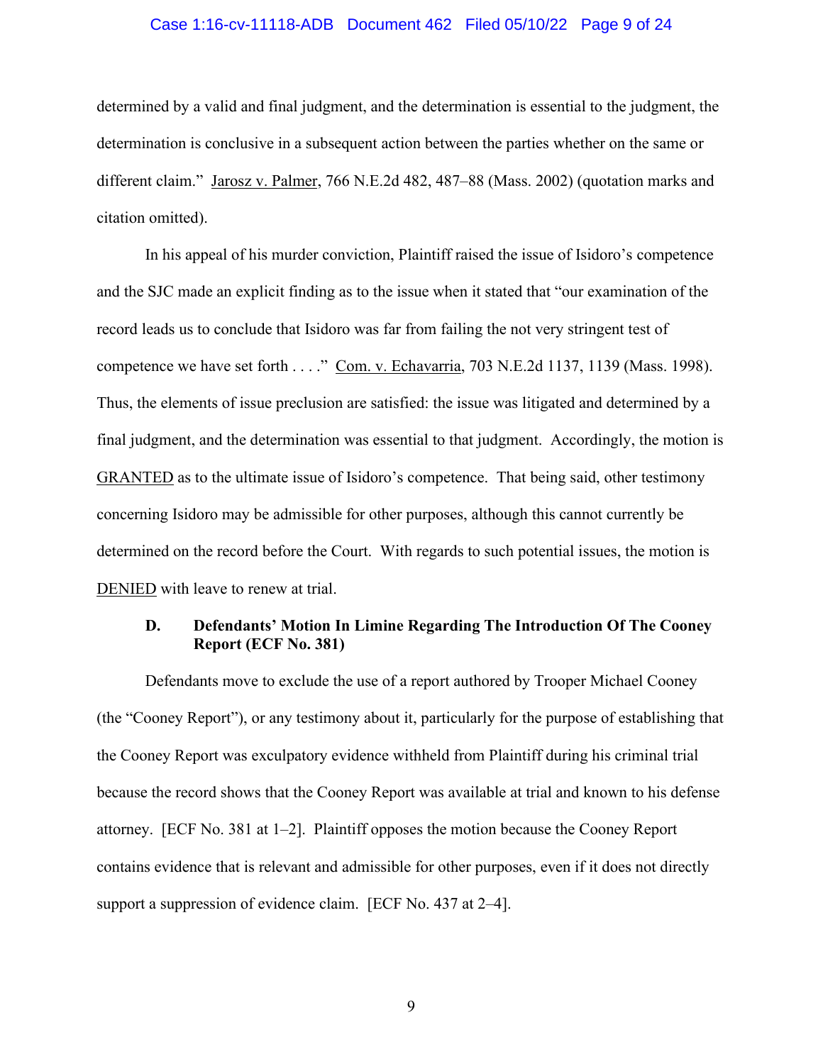determined by a valid and final judgment, and the determination is essential to the judgment, the determination is conclusive in a subsequent action between the parties whether on the same or different claim." Jarosz v. Palmer, 766 N.E.2d 482, 487–88 (Mass. 2002) (quotation marks and citation omitted).

In his appeal of his murder conviction, Plaintiff raised the issue of Isidoro's competence and the SJC made an explicit finding as to the issue when it stated that "our examination of the record leads us to conclude that Isidoro was far from failing the not very stringent test of competence we have set forth . . . ." Com. v. Echavarria, 703 N.E.2d 1137, 1139 (Mass. 1998). Thus, the elements of issue preclusion are satisfied: the issue was litigated and determined by a final judgment, and the determination was essential to that judgment. Accordingly, the motion is GRANTED as to the ultimate issue of Isidoro's competence. That being said, other testimony concerning Isidoro may be admissible for other purposes, although this cannot currently be determined on the record before the Court. With regards to such potential issues, the motion is DENIED with leave to renew at trial.

### D. Defendants' Motion In Limine Regarding The Introduction Of The Cooney Report (ECF No. 381)

Defendants move to exclude the use of a report authored by Trooper Michael Cooney (the "Cooney Report"), or any testimony about it, particularly for the purpose of establishing that the Cooney Report was exculpatory evidence withheld from Plaintiff during his criminal trial because the record shows that the Cooney Report was available at trial and known to his defense attorney. [ECF No. 381 at 1–2]. Plaintiff opposes the motion because the Cooney Report contains evidence that is relevant and admissible for other purposes, even if it does not directly support a suppression of evidence claim. [ECF No. 437 at 2–4].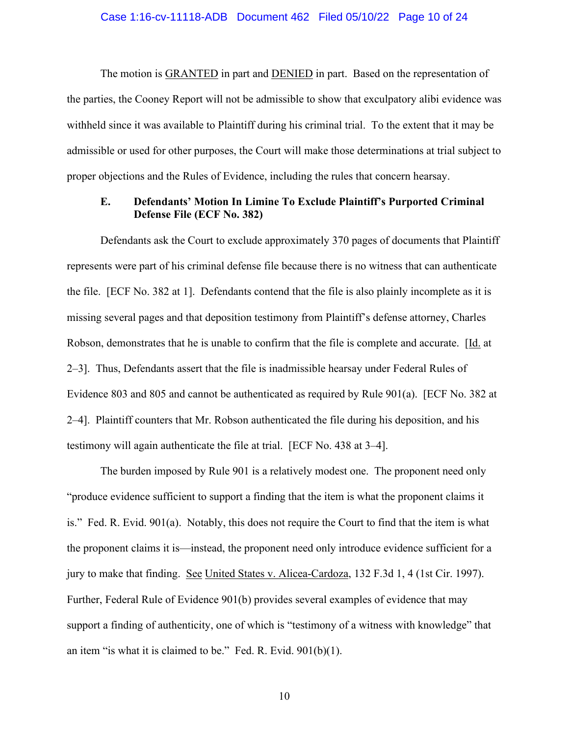The motion is GRANTED in part and DENIED in part. Based on the representation of the parties, the Cooney Report will not be admissible to show that exculpatory alibi evidence was withheld since it was available to Plaintiff during his criminal trial. To the extent that it may be admissible or used for other purposes, the Court will make those determinations at trial subject to proper objections and the Rules of Evidence, including the rules that concern hearsay.

### E. Defendants' Motion In Limine To Exclude Plaintiff's Purported Criminal Defense File (ECF No. 382)

Defendants ask the Court to exclude approximately 370 pages of documents that Plaintiff represents were part of his criminal defense file because there is no witness that can authenticate the file. [ECF No. 382 at 1]. Defendants contend that the file is also plainly incomplete as it is missing several pages and that deposition testimony from Plaintiff's defense attorney, Charles Robson, demonstrates that he is unable to confirm that the file is complete and accurate. [Id. at 2–3]. Thus, Defendants assert that the file is inadmissible hearsay under Federal Rules of Evidence 803 and 805 and cannot be authenticated as required by Rule 901(a). [ECF No. 382 at 2–4]. Plaintiff counters that Mr. Robson authenticated the file during his deposition, and his testimony will again authenticate the file at trial. [ECF No. 438 at 3–4].

The burden imposed by Rule 901 is a relatively modest one. The proponent need only "produce evidence sufficient to support a finding that the item is what the proponent claims it is." Fed. R. Evid. 901(a). Notably, this does not require the Court to find that the item is what the proponent claims it is—instead, the proponent need only introduce evidence sufficient for a jury to make that finding. See United States v. Alicea-Cardoza, 132 F.3d 1, 4 (1st Cir. 1997). Further, Federal Rule of Evidence 901(b) provides several examples of evidence that may support a finding of authenticity, one of which is "testimony of a witness with knowledge" that an item "is what it is claimed to be." Fed. R. Evid. 901(b)(1).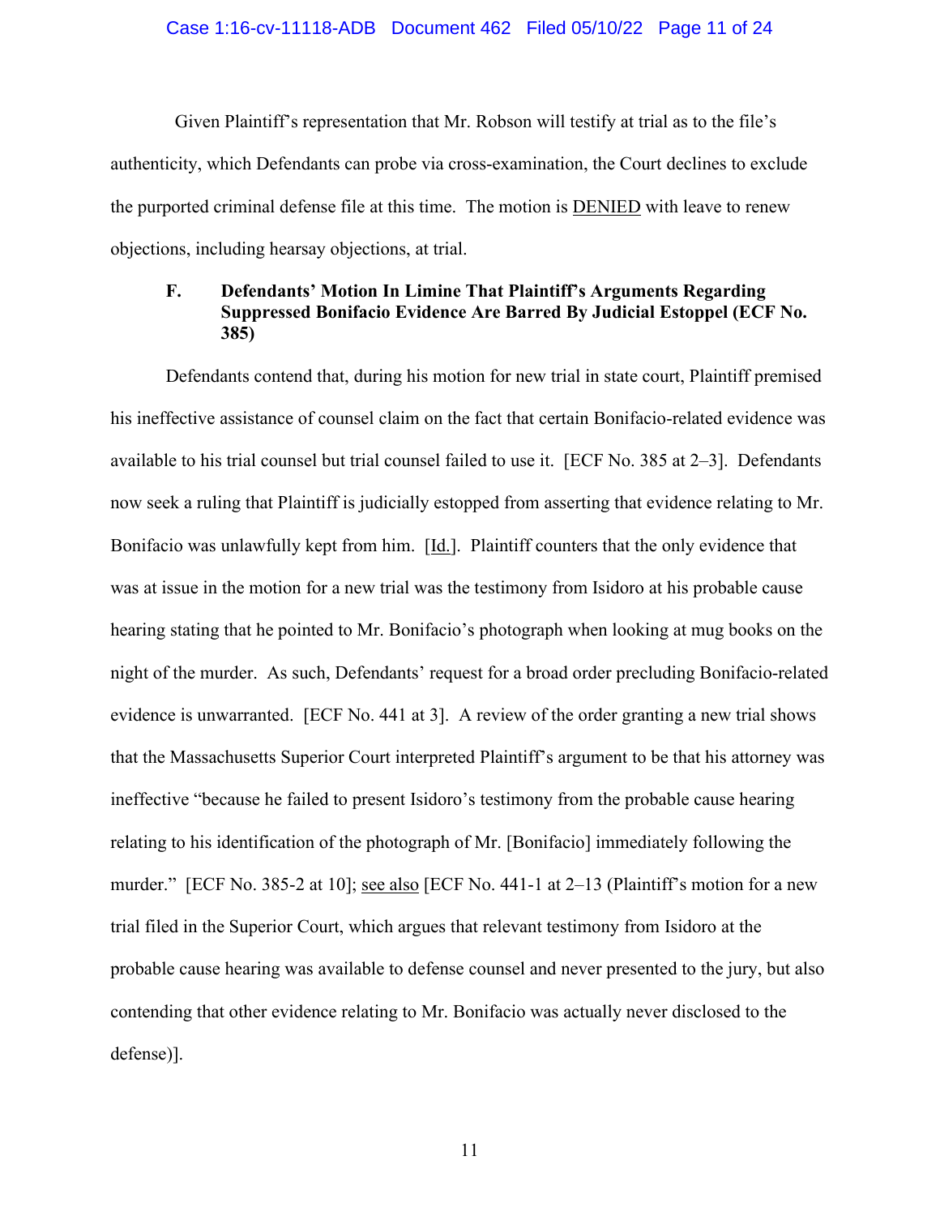Given Plaintiff's representation that Mr. Robson will testify at trial as to the file's authenticity, which Defendants can probe via cross-examination, the Court declines to exclude the purported criminal defense file at this time. The motion is DENIED with leave to renew objections, including hearsay objections, at trial.

### F. Defendants' Motion In Limine That Plaintiff's Arguments Regarding Suppressed Bonifacio Evidence Are Barred By Judicial Estoppel (ECF No. 385)

Defendants contend that, during his motion for new trial in state court, Plaintiff premised his ineffective assistance of counsel claim on the fact that certain Bonifacio-related evidence was available to his trial counsel but trial counsel failed to use it. [ECF No. 385 at 2–3]. Defendants now seek a ruling that Plaintiff is judicially estopped from asserting that evidence relating to Mr. Bonifacio was unlawfully kept from him. [Id.]. Plaintiff counters that the only evidence that was at issue in the motion for a new trial was the testimony from Isidoro at his probable cause hearing stating that he pointed to Mr. Bonifacio's photograph when looking at mug books on the night of the murder. As such, Defendants' request for a broad order precluding Bonifacio-related evidence is unwarranted. [ECF No. 441 at 3]. A review of the order granting a new trial shows that the Massachusetts Superior Court interpreted Plaintiff's argument to be that his attorney was ineffective "because he failed to present Isidoro's testimony from the probable cause hearing relating to his identification of the photograph of Mr. [Bonifacio] immediately following the murder." [ECF No. 385-2 at 10]; see also [ECF No. 441-1 at 2–13 (Plaintiff's motion for a new trial filed in the Superior Court, which argues that relevant testimony from Isidoro at the probable cause hearing was available to defense counsel and never presented to the jury, but also contending that other evidence relating to Mr. Bonifacio was actually never disclosed to the defense)].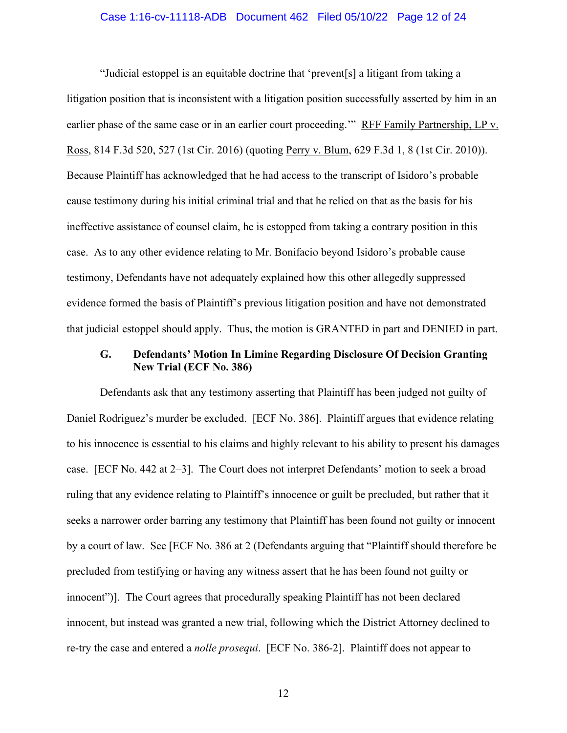"Judicial estoppel is an equitable doctrine that 'prevent[s] a litigant from taking a litigation position that is inconsistent with a litigation position successfully asserted by him in an earlier phase of the same case or in an earlier court proceeding.'" RFF Family Partnership, LP v. Ross, 814 F.3d 520, 527 (1st Cir. 2016) (quoting Perry v. Blum, 629 F.3d 1, 8 (1st Cir. 2010)). Because Plaintiff has acknowledged that he had access to the transcript of Isidoro's probable cause testimony during his initial criminal trial and that he relied on that as the basis for his ineffective assistance of counsel claim, he is estopped from taking a contrary position in this case. As to any other evidence relating to Mr. Bonifacio beyond Isidoro's probable cause testimony, Defendants have not adequately explained how this other allegedly suppressed evidence formed the basis of Plaintiff's previous litigation position and have not demonstrated that judicial estoppel should apply. Thus, the motion is GRANTED in part and DENIED in part.

### G. Defendants' Motion In Limine Regarding Disclosure Of Decision Granting New Trial (ECF No. 386)

Defendants ask that any testimony asserting that Plaintiff has been judged not guilty of Daniel Rodriguez's murder be excluded. [ECF No. 386]. Plaintiff argues that evidence relating to his innocence is essential to his claims and highly relevant to his ability to present his damages case. [ECF No. 442 at 2–3]. The Court does not interpret Defendants' motion to seek a broad ruling that any evidence relating to Plaintiff's innocence or guilt be precluded, but rather that it seeks a narrower order barring any testimony that Plaintiff has been found not guilty or innocent by a court of law. See [ECF No. 386 at 2 (Defendants arguing that "Plaintiff should therefore be precluded from testifying or having any witness assert that he has been found not guilty or innocent")]. The Court agrees that procedurally speaking Plaintiff has not been declared innocent, but instead was granted a new trial, following which the District Attorney declined to re-try the case and entered a *nolle prosequi*. [ECF No. 386-2]. Plaintiff does not appear to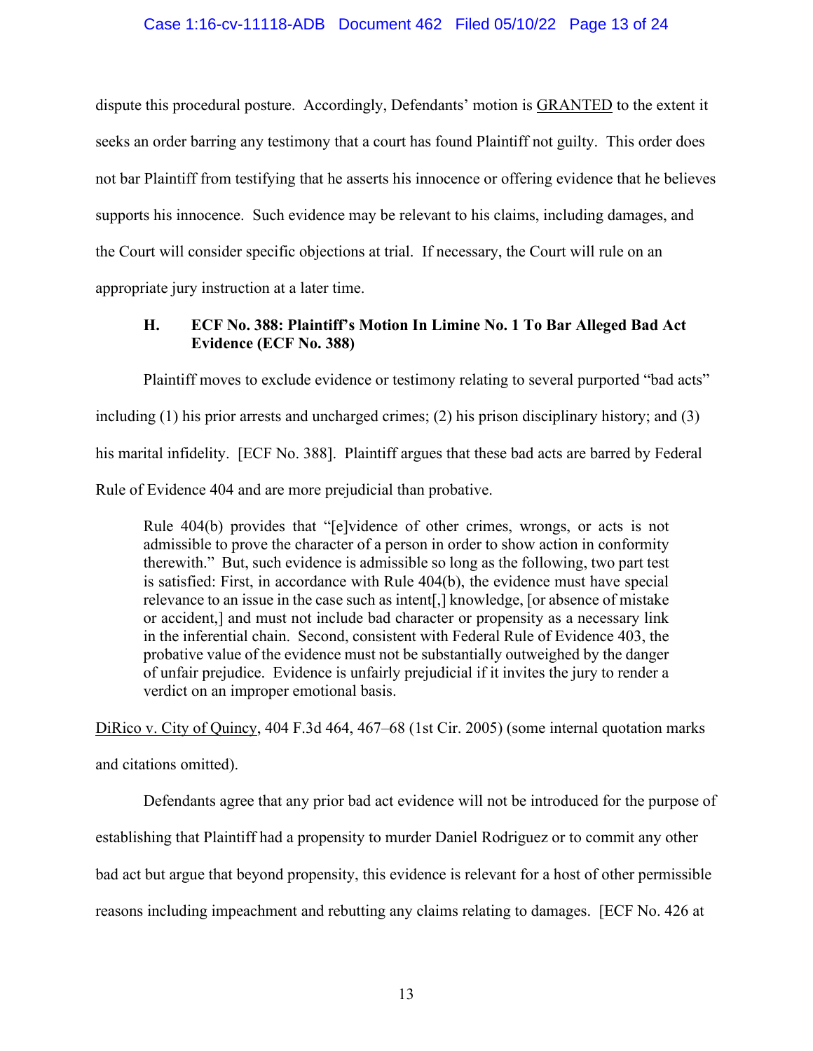dispute this procedural posture. Accordingly, Defendants' motion is <u>GRANTED</u> to the extent it seeks an order barring any testimony that a court has found Plaintiff not guilty. This order does not bar Plaintiff from testifying that he asserts his innocence or offering evidence that he believes supports his innocence. Such evidence may be relevant to his claims, including damages, and the Court will consider specific objections at trial. If necessary, the Court will rule on an appropriate jury instruction at a later time.

### H. ECF No. 388: Plaintiff's Motion In Limine No. 1 To Bar Alleged Bad Act Evidence (ECF No. 388)

Plaintiff moves to exclude evidence or testimony relating to several purported "bad acts" including (1) his prior arrests and uncharged crimes; (2) his prison disciplinary history; and (3) his marital infidelity. [ECF No. 388]. Plaintiff argues that these bad acts are barred by Federal Rule of Evidence 404 and are more prejudicial than probative.

> Rule 404(b) provides that "[e]vidence of other crimes, wrongs, or acts is not admissible to prove the character of a person in order to show action in conformity therewith." But, such evidence is admissible so long as the following, two part test is satisfied: First, in accordance with Rule 404(b), the evidence must have special relevance to an issue in the case such as intent[,] knowledge, [or absence of mistake or accident,] and must not include bad character or propensity as a necessary link in the inferential chain. Second, consistent with Federal Rule of Evidence 403, the probative value of the evidence must not be substantially outweighed by the danger of unfair prejudice. Evidence is unfairly prejudicial if it invites the jury to render a verdict on an improper emotional basis.

<u>DiRico v. City of Quincy</u>, 404 F.3d 464, 467–68 (1st Cir. 2005) (some internal quotation marks and citations omitted).

Defendants agree that any prior bad act evidence will not be introduced for the purpose of establishing that Plaintiff had a propensity to murder Daniel Rodriguez or to commit any other bad act but argue that beyond propensity, this evidence is relevant for a host of other permissible reasons including impeachment and rebutting any claims relating to damages. [ECF No. 426 at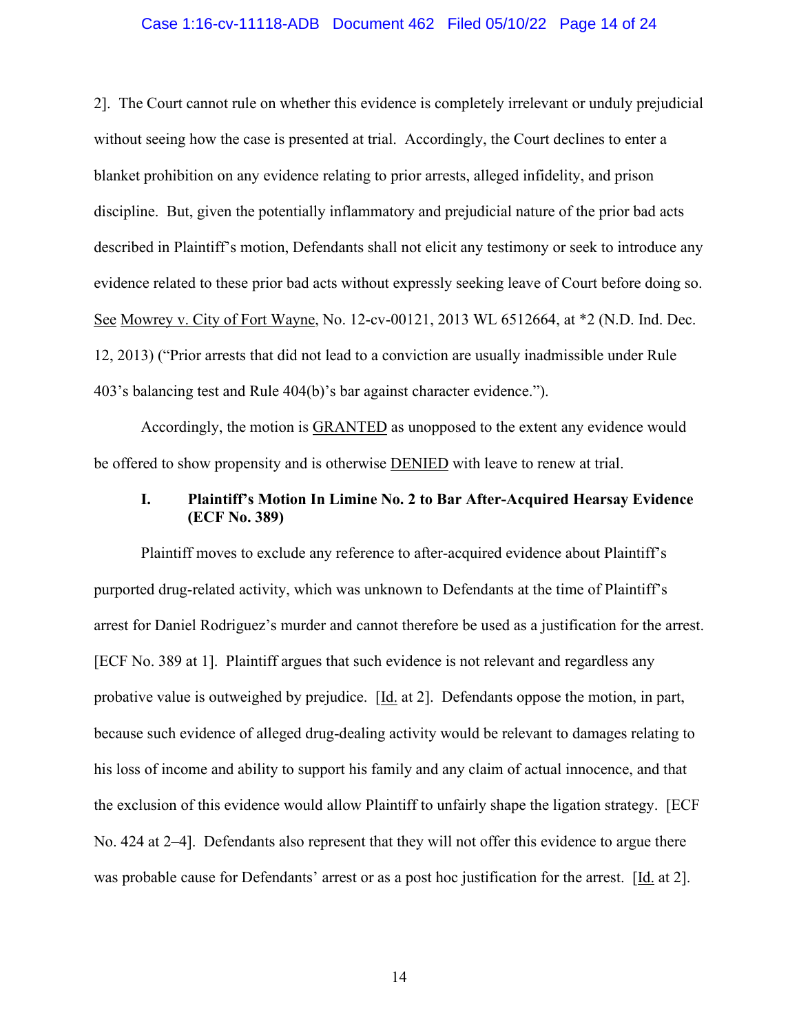2]. The Court cannot rule on whether this evidence is completely irrelevant or unduly prejudicial without seeing how the case is presented at trial. Accordingly, the Court declines to enter a blanket prohibition on any evidence relating to prior arrests, alleged infidelity, and prison discipline. But, given the potentially inflammatory and prejudicial nature of the prior bad acts described in Plaintiff's motion, Defendants shall not elicit any testimony or seek to introduce any evidence related to these prior bad acts without expressly seeking leave of Court before doing so. See Mowrey v. City of Fort Wayne, No. 12-cv-00121, 2013 WL 6512664, at *2 (N.D. Ind. Dec. 12, 2013) ("Prior arrests that did not lead to a conviction are usually inadmissible under Rule 403's balancing test and Rule 404(b)'s bar against character evidence.").

Accordingly, the motion is GRANTED as unopposed to the extent any evidence would be offered to show propensity and is otherwise DENIED with leave to renew at trial.

### I. Plaintiff's Motion In Limine No. 2 to Bar After-Acquired Hearsay Evidence (ECF No. 389)

Plaintiff moves to exclude any reference to after-acquired evidence about Plaintiff's purported drug-related activity, which was unknown to Defendants at the time of Plaintiff's arrest for Daniel Rodriguez's murder and cannot therefore be used as a justification for the arrest. [ECF No. 389 at 1]. Plaintiff argues that such evidence is not relevant and regardless any probative value is outweighed by prejudice. [Id. at 2]. Defendants oppose the motion, in part, because such evidence of alleged drug-dealing activity would be relevant to damages relating to his loss of income and ability to support his family and any claim of actual innocence, and that the exclusion of this evidence would allow Plaintiff to unfairly shape the ligation strategy. [ECF No. 424 at 2–4]. Defendants also represent that they will not offer this evidence to argue there was probable cause for Defendants' arrest or as a post hoc justification for the arrest. [Id. at 2].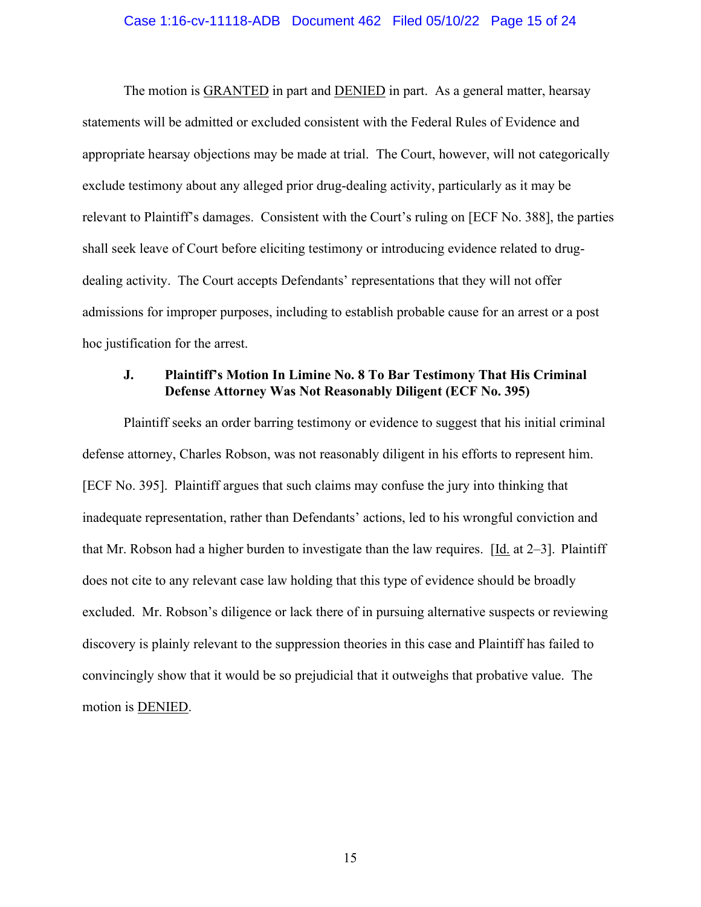The motion is GRANTED in part and DENIED in part. As a general matter, hearsay statements will be admitted or excluded consistent with the Federal Rules of Evidence and appropriate hearsay objections may be made at trial. The Court, however, will not categorically exclude testimony about any alleged prior drug-dealing activity, particularly as it may be relevant to Plaintiff's damages. Consistent with the Court's ruling on [ECF No. 388], the parties shall seek leave of Court before eliciting testimony or introducing evidence related to drug-dealing activity. The Court accepts Defendants' representations that they will not offer admissions for improper purposes, including to establish probable cause for an arrest or a post hoc justification for the arrest.

### J. Plaintiff's Motion In Limine No. 8 To Bar Testimony That His Criminal Defense Attorney Was Not Reasonably Diligent (ECF No. 395)

Plaintiff seeks an order barring testimony or evidence to suggest that his initial criminal defense attorney, Charles Robson, was not reasonably diligent in his efforts to represent him. [ECF No. 395]. Plaintiff argues that such claims may confuse the jury into thinking that inadequate representation, rather than Defendants' actions, led to his wrongful conviction and that Mr. Robson had a higher burden to investigate than the law requires. [Id. at 2–3]. Plaintiff does not cite to any relevant case law holding that this type of evidence should be broadly excluded. Mr. Robson's diligence or lack there of in pursuing alternative suspects or reviewing discovery is plainly relevant to the suppression theories in this case and Plaintiff has failed to convincingly show that it would be so prejudicial that it outweighs that probative value. The motion is DENIED.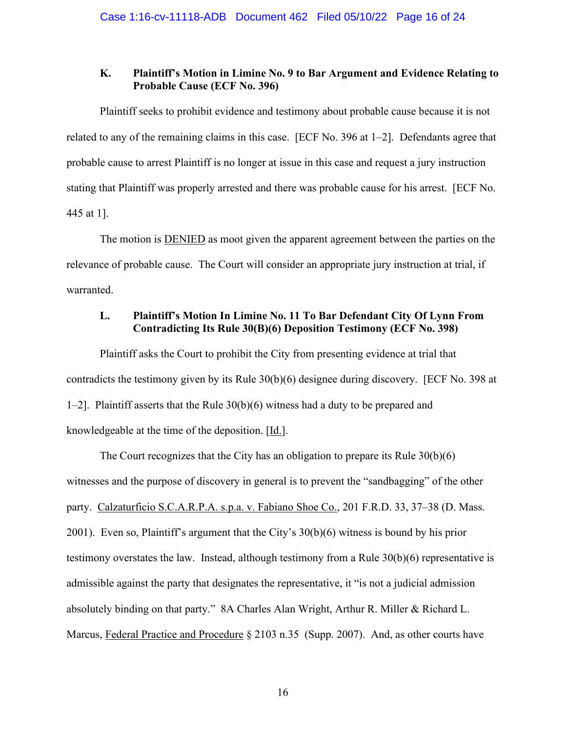### K. Plaintiff's Motion in Limine No. 9 to Bar Argument and Evidence Relating to Probable Cause (ECF No. 396)

Plaintiff seeks to prohibit evidence and testimony about probable cause because it is not related to any of the remaining claims in this case. [ECF No. 396 at 1–2]. Defendants agree that probable cause to arrest Plaintiff is no longer at issue in this case and request a jury instruction stating that Plaintiff was properly arrested and there was probable cause for his arrest. [ECF No. 445 at 1].

The motion is DENIED as moot given the apparent agreement between the parties on the relevance of probable cause. The Court will consider an appropriate jury instruction at trial, if warranted.

### L. Plaintiff's Motion In Limine No. 11 To Bar Defendant City Of Lynn From Contradicting Its Rule 30(B)(6) Deposition Testimony (ECF No. 398)

Plaintiff asks the Court to prohibit the City from presenting evidence at trial that contradicts the testimony given by its Rule 30(b)(6) designee during discovery. [ECF No. 398 at 1–2]. Plaintiff asserts that the Rule 30(b)(6) witness had a duty to be prepared and knowledgeable at the time of the deposition. [Id.].

The Court recognizes that the City has an obligation to prepare its Rule 30(b)(6) witnesses and the purpose of discovery in general is to prevent the "sandbagging" of the other party. Calzaturficio S.C.A.R.P.A. s.p.a. v. Fabiano Shoe Co., 201 F.R.D. 33, 37–38 (D. Mass. 2001). Even so, Plaintiff's argument that the City's 30(b)(6) witness is bound by his prior testimony overstates the law. Instead, although testimony from a Rule 30(b)(6) representative is admissible against the party that designates the representative, it "is not a judicial admission absolutely binding on that party." 8A Charles Alan Wright, Arthur R. Miller & Richard L. Marcus, Federal Practice and Procedure § 2103 n.35 (Supp. 2007). And, as other courts have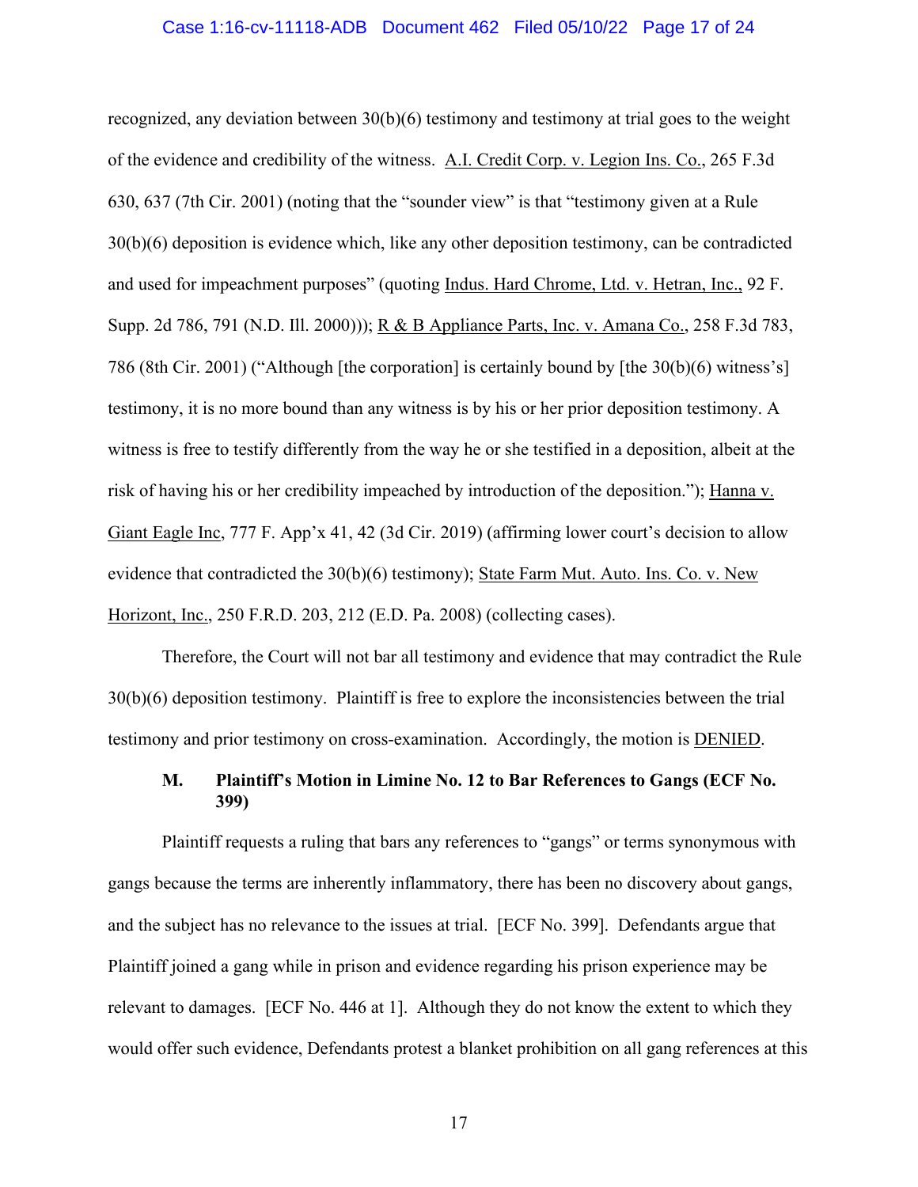recognized, any deviation between 30(b)(6) testimony and testimony at trial goes to the weight of the evidence and credibility of the witness. A.I. Credit Corp. v. Legion Ins. Co., 265 F.3d 630, 637 (7th Cir. 2001) (noting that the "sounder view" is that "testimony given at a Rule 30(b)(6) deposition is evidence which, like any other deposition testimony, can be contradicted and used for impeachment purposes" (quoting Indus. Hard Chrome, Ltd. v. Hetran, Inc., 92 F. Supp. 2d 786, 791 (N.D. Ill. 2000))); R & B Appliance Parts, Inc. v. Amana Co., 258 F.3d 783, 786 (8th Cir. 2001) ("Although [the corporation] is certainly bound by [the 30(b)(6) witness's] testimony, it is no more bound than any witness is by his or her prior deposition testimony. A witness is free to testify differently from the way he or she testified in a deposition, albeit at the risk of having his or her credibility impeached by introduction of the deposition."); Hanna v. Giant Eagle Inc, 777 F. App'x 41, 42 (3d Cir. 2019) (affirming lower court's decision to allow evidence that contradicted the 30(b)(6) testimony); State Farm Mut. Auto. Ins. Co. v. New Horizont, Inc., 250 F.R.D. 203, 212 (E.D. Pa. 2008) (collecting cases).

Therefore, the Court will not bar all testimony and evidence that may contradict the Rule 30(b)(6) deposition testimony. Plaintiff is free to explore the inconsistencies between the trial testimony and prior testimony on cross-examination. Accordingly, the motion is DENIED.

### M. Plaintiff's Motion in Limine No. 12 to Bar References to Gangs (ECF No. 399)

Plaintiff requests a ruling that bars any references to "gangs" or terms synonymous with gangs because the terms are inherently inflammatory, there has been no discovery about gangs, and the subject has no relevance to the issues at trial. [ECF No. 399]. Defendants argue that Plaintiff joined a gang while in prison and evidence regarding his prison experience may be relevant to damages. [ECF No. 446 at 1]. Although they do not know the extent to which they would offer such evidence, Defendants protest a blanket prohibition on all gang references at this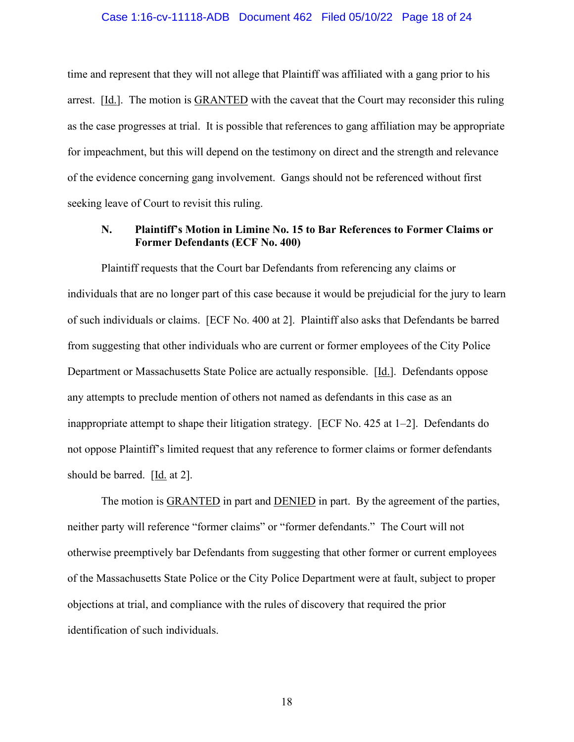time and represent that they will not allege that Plaintiff was affiliated with a gang prior to his arrest. [Id.]. The motion is GRANTED with the caveat that the Court may reconsider this ruling as the case progresses at trial. It is possible that references to gang affiliation may be appropriate for impeachment, but this will depend on the testimony on direct and the strength and relevance of the evidence concerning gang involvement. Gangs should not be referenced without first seeking leave of Court to revisit this ruling.

### N. Plaintiff's Motion in Limine No. 15 to Bar References to Former Claims or Former Defendants (ECF No. 400)

Plaintiff requests that the Court bar Defendants from referencing any claims or individuals that are no longer part of this case because it would be prejudicial for the jury to learn of such individuals or claims. [ECF No. 400 at 2]. Plaintiff also asks that Defendants be barred from suggesting that other individuals who are current or former employees of the City Police Department or Massachusetts State Police are actually responsible. [Id.]. Defendants oppose any attempts to preclude mention of others not named as defendants in this case as an inappropriate attempt to shape their litigation strategy. [ECF No. 425 at 1–2]. Defendants do not oppose Plaintiff's limited request that any reference to former claims or former defendants should be barred. [Id. at 2].

The motion is GRANTED in part and DENIED in part. By the agreement of the parties, neither party will reference "former claims" or "former defendants." The Court will not otherwise preemptively bar Defendants from suggesting that other former or current employees of the Massachusetts State Police or the City Police Department were at fault, subject to proper objections at trial, and compliance with the rules of discovery that required the prior identification of such individuals.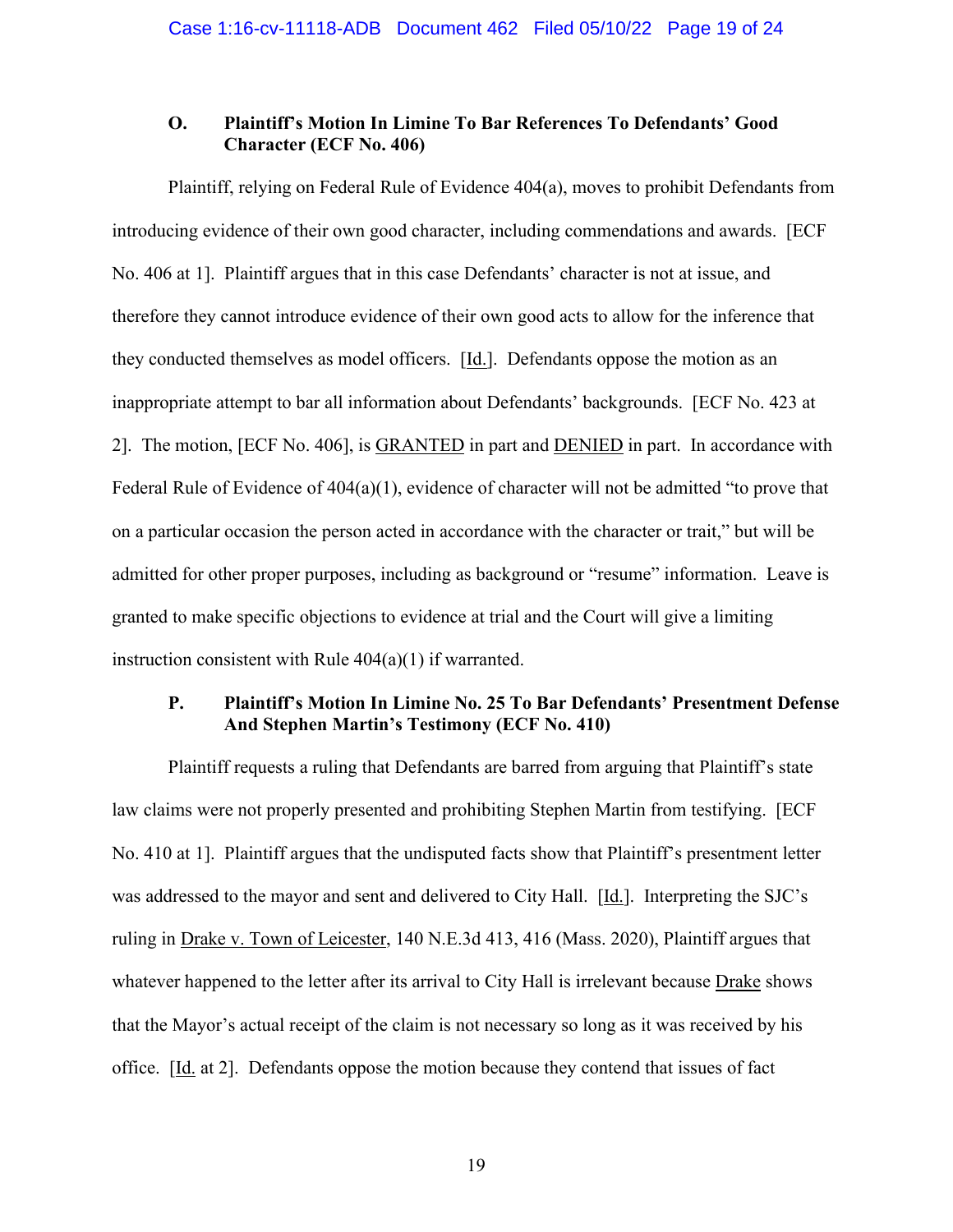### O. Plaintiff's Motion In Limine To Bar References To Defendants' Good Character (ECF No. 406)

Plaintiff, relying on Federal Rule of Evidence 404(a), moves to prohibit Defendants from introducing evidence of their own good character, including commendations and awards. [ECF No. 406 at 1]. Plaintiff argues that in this case Defendants' character is not at issue, and therefore they cannot introduce evidence of their own good acts to allow for the inference that they conducted themselves as model officers. [Id.]. Defendants oppose the motion as an inappropriate attempt to bar all information about Defendants' backgrounds. [ECF No. 423 at 2]. The motion, [ECF No. 406], is GRANTED in part and DENIED in part. In accordance with Federal Rule of Evidence of 404(a)(1), evidence of character will not be admitted "to prove that on a particular occasion the person acted in accordance with the character or trait," but will be admitted for other proper purposes, including as background or "resume" information. Leave is granted to make specific objections to evidence at trial and the Court will give a limiting instruction consistent with Rule 404(a)(1) if warranted.

### P. Plaintiff's Motion In Limine No. 25 To Bar Defendants' Presentment Defense And Stephen Martin's Testimony (ECF No. 410)

Plaintiff requests a ruling that Defendants are barred from arguing that Plaintiff's state law claims were not properly presented and prohibiting Stephen Martin from testifying. [ECF No. 410 at 1]. Plaintiff argues that the undisputed facts show that Plaintiff's presentment letter was addressed to the mayor and sent and delivered to City Hall. [Id.]. Interpreting the SJC's ruling in Drake v. Town of Leicester, 140 N.E.3d 413, 416 (Mass. 2020), Plaintiff argues that whatever happened to the letter after its arrival to City Hall is irrelevant because Drake shows that the Mayor's actual receipt of the claim is not necessary so long as it was received by his office. [Id. at 2]. Defendants oppose the motion because they contend that issues of fact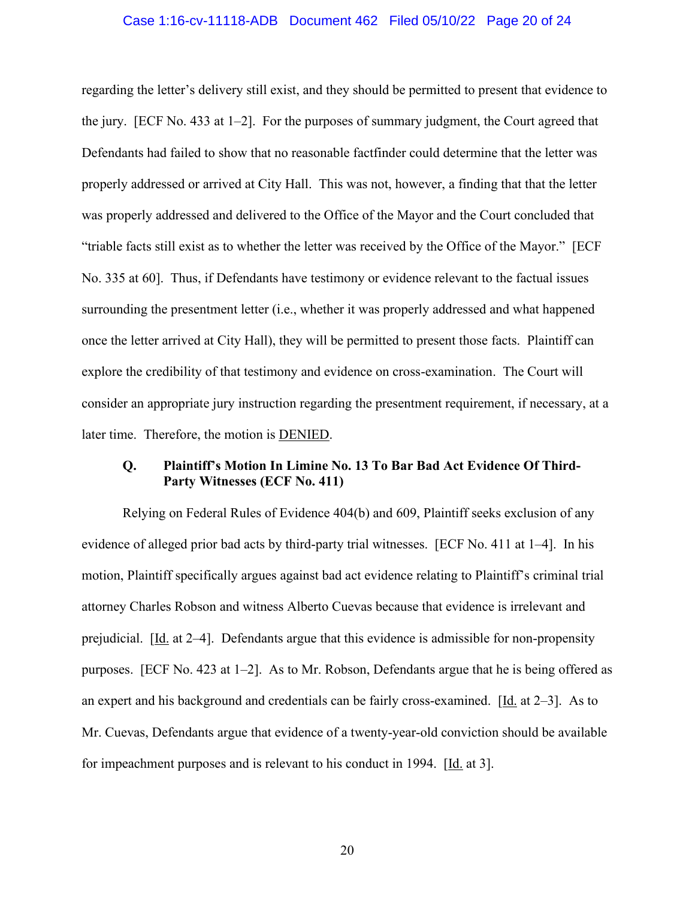regarding the letter's delivery still exist, and they should be permitted to present that evidence to the jury. [ECF No. 433 at 1–2]. For the purposes of summary judgment, the Court agreed that Defendants had failed to show that no reasonable factfinder could determine that the letter was properly addressed or arrived at City Hall. This was not, however, a finding that that the letter was properly addressed and delivered to the Office of the Mayor and the Court concluded that "triable facts still exist as to whether the letter was received by the Office of the Mayor." [ECF No. 335 at 60]. Thus, if Defendants have testimony or evidence relevant to the factual issues surrounding the presentment letter (i.e., whether it was properly addressed and what happened once the letter arrived at City Hall), they will be permitted to present those facts. Plaintiff can explore the credibility of that testimony and evidence on cross-examination. The Court will consider an appropriate jury instruction regarding the presentment requirement, if necessary, at a later time. Therefore, the motion is <u>DENIED</u>.

### Q. Plaintiff's Motion In Limine No. 13 To Bar Bad Act Evidence Of Third-Party Witnesses (ECF No. 411)

Relying on Federal Rules of Evidence 404(b) and 609, Plaintiff seeks exclusion of any evidence of alleged prior bad acts by third-party trial witnesses. [ECF No. 411 at 1–4]. In his motion, Plaintiff specifically argues against bad act evidence relating to Plaintiff's criminal trial attorney Charles Robson and witness Alberto Cuevas because that evidence is irrelevant and prejudicial. [<u>Id.</u> at 2–4]. Defendants argue that this evidence is admissible for non-propensity purposes. [ECF No. 423 at 1–2]. As to Mr. Robson, Defendants argue that he is being offered as an expert and his background and credentials can be fairly cross-examined. [<u>Id.</u> at 2–3]. As to Mr. Cuevas, Defendants argue that evidence of a twenty-year-old conviction should be available for impeachment purposes and is relevant to his conduct in 1994. [<u>Id.</u> at 3].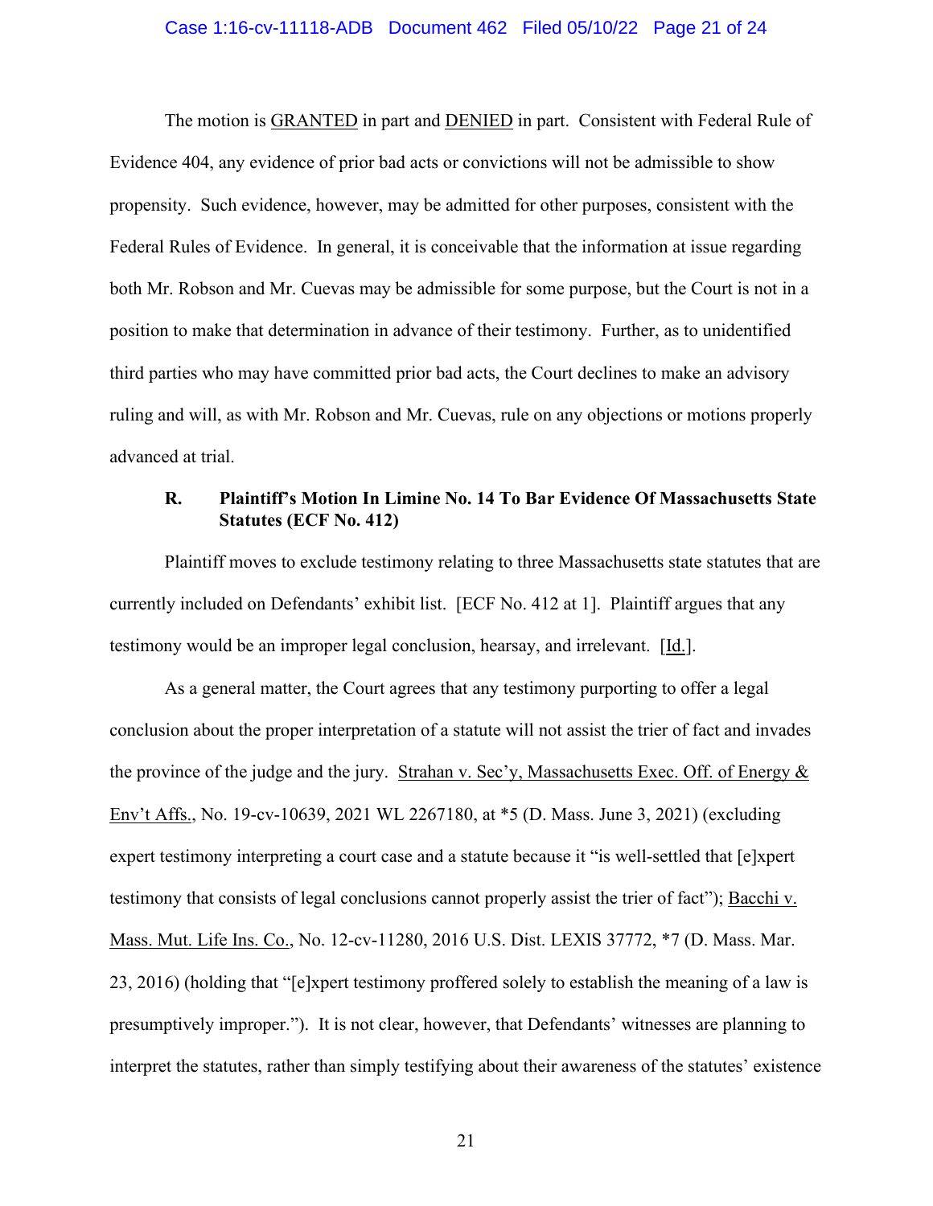The motion is GRANTED in part and DENIED in part. Consistent with Federal Rule of Evidence 404, any evidence of prior bad acts or convictions will not be admissible to show propensity. Such evidence, however, may be admitted for other purposes, consistent with the Federal Rules of Evidence. In general, it is conceivable that the information at issue regarding both Mr. Robson and Mr. Cuevas may be admissible for some purpose, but the Court is not in a position to make that determination in advance of their testimony. Further, as to unidentified third parties who may have committed prior bad acts, the Court declines to make an advisory ruling and will, as with Mr. Robson and Mr. Cuevas, rule on any objections or motions properly advanced at trial.

### R. Plaintiff's Motion In Limine No. 14 To Bar Evidence Of Massachusetts State Statutes (ECF No. 412)

Plaintiff moves to exclude testimony relating to three Massachusetts state statutes that are currently included on Defendants' exhibit list. [ECF No. 412 at 1]. Plaintiff argues that any testimony would be an improper legal conclusion, hearsay, and irrelevant. [Id.].

As a general matter, the Court agrees that any testimony purporting to offer a legal conclusion about the proper interpretation of a statute will not assist the trier of fact and invades the province of the judge and the jury. Strahan v. Sec'y, Massachusetts Exec. Off. of Energy & Env't Affs., No. 19-cv-10639, 2021 WL 2267180, at *5 (D. Mass. June 3, 2021) (excluding expert testimony interpreting a court case and a statute because it "is well-settled that [e]xpert testimony that consists of legal conclusions cannot properly assist the trier of fact"); Bacchi v. Mass. Mut. Life Ins. Co., No. 12-cv-11280, 2016 U.S. Dist. LEXIS 37772, *7 (D. Mass. Mar. 23, 2016) (holding that "[e]xpert testimony proffered solely to establish the meaning of a law is presumptively improper."). It is not clear, however, that Defendants' witnesses are planning to interpret the statutes, rather than simply testifying about their awareness of the statutes' existence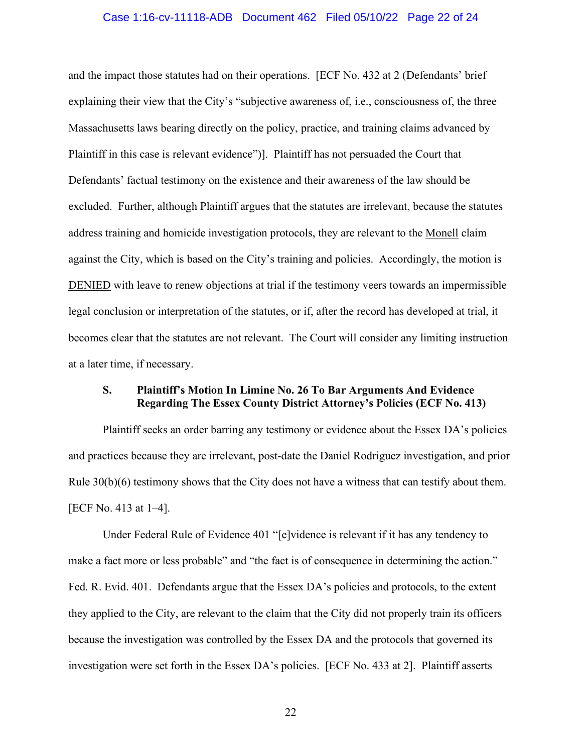and the impact those statutes had on their operations. [ECF No. 432 at 2 (Defendants' brief explaining their view that the City's "subjective awareness of, i.e., consciousness of, the three Massachusetts laws bearing directly on the policy, practice, and training claims advanced by Plaintiff in this case is relevant evidence")]. Plaintiff has not persuaded the Court that Defendants' factual testimony on the existence and their awareness of the law should be excluded. Further, although Plaintiff argues that the statutes are irrelevant, because the statutes address training and homicide investigation protocols, they are relevant to the Monell claim against the City, which is based on the City's training and policies. Accordingly, the motion is DENIED with leave to renew objections at trial if the testimony veers towards an impermissible legal conclusion or interpretation of the statutes, or if, after the record has developed at trial, it becomes clear that the statutes are not relevant. The Court will consider any limiting instruction at a later time, if necessary.

### S. Plaintiff's Motion In Limine No. 26 To Bar Arguments And Evidence Regarding The Essex County District Attorney's Policies (ECF No. 413)

Plaintiff seeks an order barring any testimony or evidence about the Essex DA's policies and practices because they are irrelevant, post-date the Daniel Rodriguez investigation, and prior Rule 30(b)(6) testimony shows that the City does not have a witness that can testify about them. [ECF No. 413 at 1–4].

Under Federal Rule of Evidence 401 "[e]vidence is relevant if it has any tendency to make a fact more or less probable" and "the fact is of consequence in determining the action." Fed. R. Evid. 401. Defendants argue that the Essex DA's policies and protocols, to the extent they applied to the City, are relevant to the claim that the City did not properly train its officers because the investigation was controlled by the Essex DA and the protocols that governed its investigation were set forth in the Essex DA's policies. [ECF No. 433 at 2]. Plaintiff asserts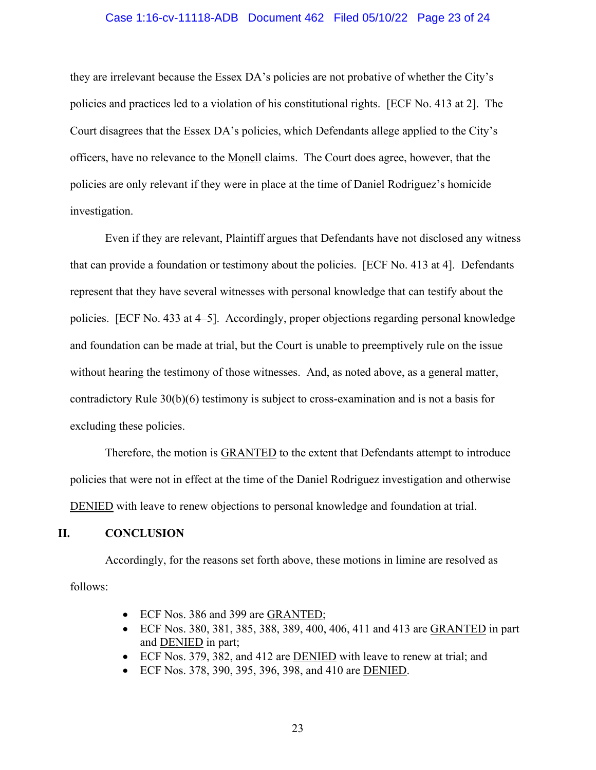they are irrelevant because the Essex DA's policies are not probative of whether the City's policies and practices led to a violation of his constitutional rights. [ECF No. 413 at 2]. The Court disagrees that the Essex DA's policies, which Defendants allege applied to the City's officers, have no relevance to the Monell claims. The Court does agree, however, that the policies are only relevant if they were in place at the time of Daniel Rodriguez's homicide investigation.

Even if they are relevant, Plaintiff argues that Defendants have not disclosed any witness that can provide a foundation or testimony about the policies. [ECF No. 413 at 4]. Defendants represent that they have several witnesses with personal knowledge that can testify about the policies. [ECF No. 433 at 4–5]. Accordingly, proper objections regarding personal knowledge and foundation can be made at trial, but the Court is unable to preemptively rule on the issue without hearing the testimony of those witnesses. And, as noted above, as a general matter, contradictory Rule 30(b)(6) testimony is subject to cross-examination and is not a basis for excluding these policies.

Therefore, the motion is GRANTED to the extent that Defendants attempt to introduce policies that were not in effect at the time of the Daniel Rodriguez investigation and otherwise DENIED with leave to renew objections to personal knowledge and foundation at trial.

## II. CONCLUSION

Accordingly, for the reasons set forth above, these motions in limine are resolved as follows:

- ECF Nos. 386 and 399 are GRANTED;
- ECF Nos. 380, 381, 385, 388, 389, 400, 406, 411 and 413 are GRANTED in part and DENIED in part;
- ECF Nos. 379, 382, and 412 are DENIED with leave to renew at trial; and
- ECF Nos. 378, 390, 395, 396, 398, and 410 are DENIED.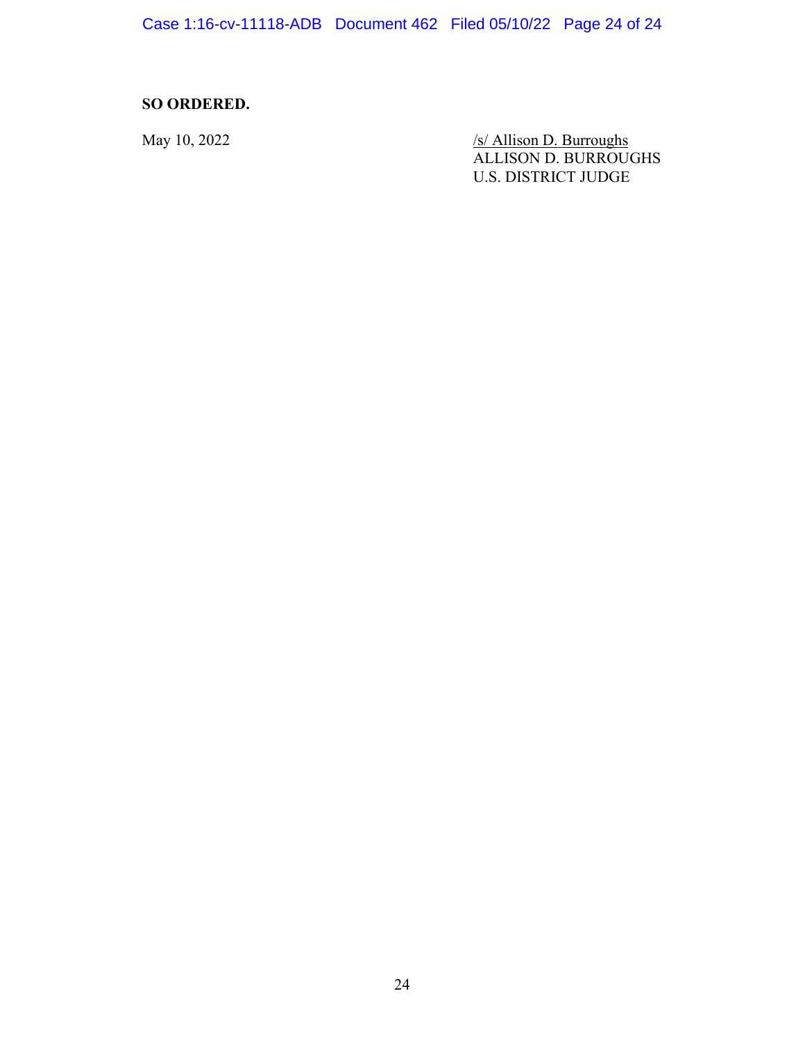**SO ORDERED.**

May 10, 2022

/s/ Allison D. Burroughs
ALLISON D. BURROUGHS
U.S. DISTRICT JUDGE